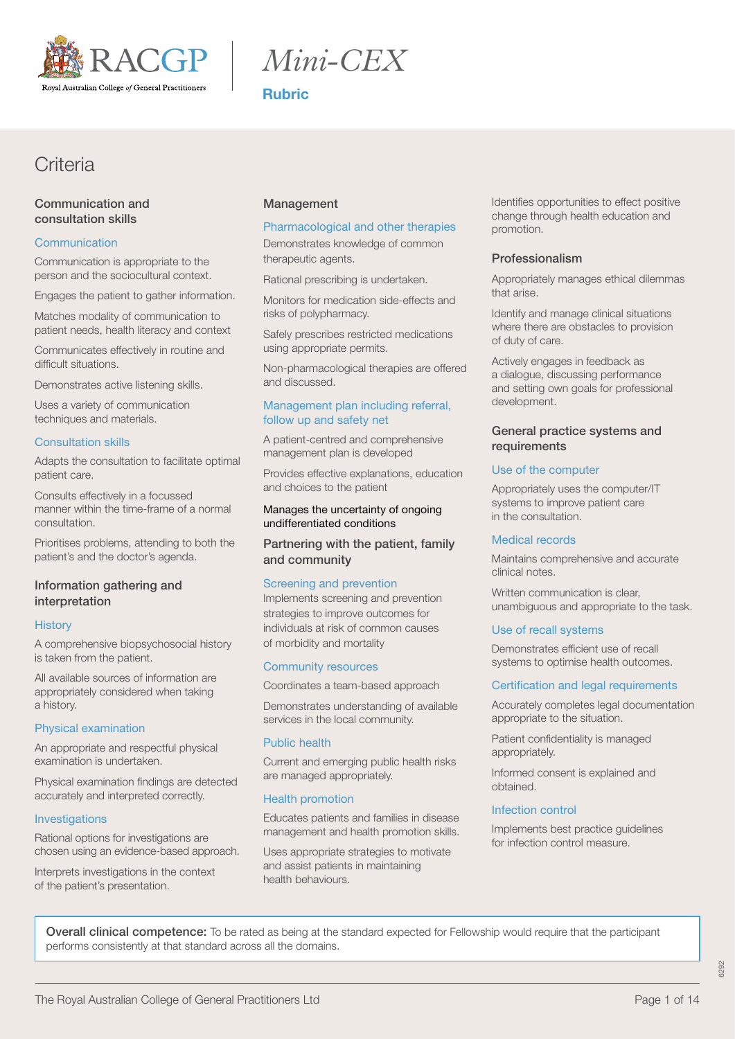# Mini-CEX

**Rubric**

## Criteria

### Communication and consultation skills

#### Communication

Communication is appropriate to the person and the sociocultural context.

Engages the patient to gather information.

Matches modality of communication to patient needs, health literacy and context

Communicates effectively in routine and difficult situations.

Demonstrates active listening skills.

Uses a variety of communication techniques and materials.

#### Consultation skills

Adapts the consultation to facilitate optimal patient care.

Consults effectively in a focussed manner within the time-frame of a normal consultation.

Prioritises problems, attending to both the patient's and the doctor's agenda.

### Information gathering and interpretation

#### History

A comprehensive biopsychosocial history is taken from the patient.

All available sources of information are appropriately considered when taking a history.

#### Physical examination

An appropriate and respectful physical examination is undertaken.

Physical examination findings are detected accurately and interpreted correctly.

#### Investigations

Rational options for investigations are chosen using an evidence-based approach.

Interprets investigations in the context of the patient's presentation.

### Management

#### Pharmacological and other therapies

Demonstrates knowledge of common therapeutic agents.

Rational prescribing is undertaken.

Monitors for medication side-effects and risks of polypharmacy.

Safely prescribes restricted medications using appropriate permits.

Non-pharmacological therapies are offered and discussed.

#### Management plan including referral, follow up and safety net

A patient-centred and comprehensive management plan is developed

Provides effective explanations, education and choices to the patient

Manages the uncertainty of ongoing undifferentiated conditions

### Partnering with the patient, family and community

#### Screening and prevention

Implements screening and prevention strategies to improve outcomes for individuals at risk of common causes of morbidity and mortality

#### Community resources

Coordinates a team-based approach

Demonstrates understanding of available services in the local community.

#### Public health

Current and emerging public health risks are managed appropriately.

#### Health promotion

Educates patients and families in disease management and health promotion skills.

Uses appropriate strategies to motivate and assist patients in maintaining health behaviours.

Identifies opportunities to effect positive change through health education and promotion.

### Professionalism

Appropriately manages ethical dilemmas that arise.

Identify and manage clinical situations where there are obstacles to provision of duty of care.

Actively engages in feedback as a dialogue, discussing performance and setting own goals for professional development.

### General practice systems and requirements

#### Use of the computer

Appropriately uses the computer/IT systems to improve patient care in the consultation.

#### Medical records

Maintains comprehensive and accurate clinical notes.

Written communication is clear, unambiguous and appropriate to the task.

#### Use of recall systems

Demonstrates efficient use of recall systems to optimise health outcomes.

#### Certification and legal requirements

Accurately completes legal documentation appropriate to the situation.

Patient confidentiality is managed appropriately.

Informed consent is explained and obtained.

#### Infection control

Implements best practice guidelines for infection control measure.

**Overall clinical competence:** To be rated as being at the standard expected for Fellowship would require that the participant performs consistently at that standard across all the domains.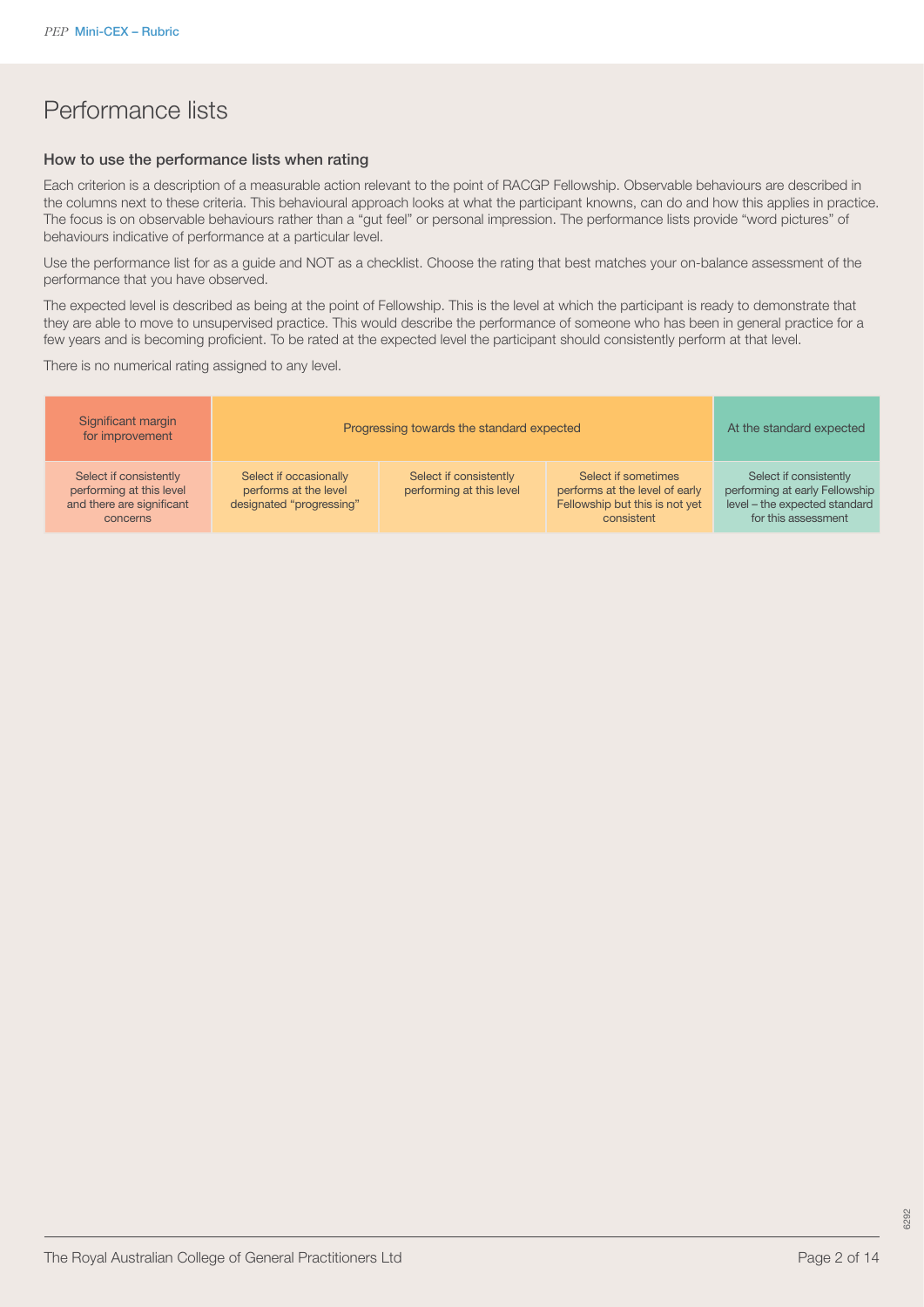# Performance lists

### How to use the performance lists when rating

Each criterion is a description of a measurable action relevant to the point of RACGP Fellowship. Observable behaviours are described in the columns next to these criteria. This behavioural approach looks at what the participant knowns, can do and how this applies in practice. The focus is on observable behaviours rather than a "gut feel" or personal impression. The performance lists provide "word pictures" of behaviours indicative of performance at a particular level.

Use the performance list for as a guide and NOT as a checklist. Choose the rating that best matches your on-balance assessment of the performance that you have observed.

The expected level is described as being at the point of Fellowship. This is the level at which the participant is ready to demonstrate that they are able to move to unsupervised practice. This would describe the performance of someone who has been in general practice for a few years and is becoming proficient. To be rated at the expected level the participant should consistently perform at that level.

There is no numerical rating assigned to any level.

| Significant margin for improvement | Progressing towards the standard expected | | | At the standard expected |
|---|---|---|---|---|
| Select if consistently performing at this level and there are significant concerns | Select if occasionally performs at the level designated "progressing" | Select if consistently performing at this level | Select if sometimes performs at the level of early Fellowship but this is not yet consistent | Select if consistently performing at early Fellowship level – the expected standard for this assessment |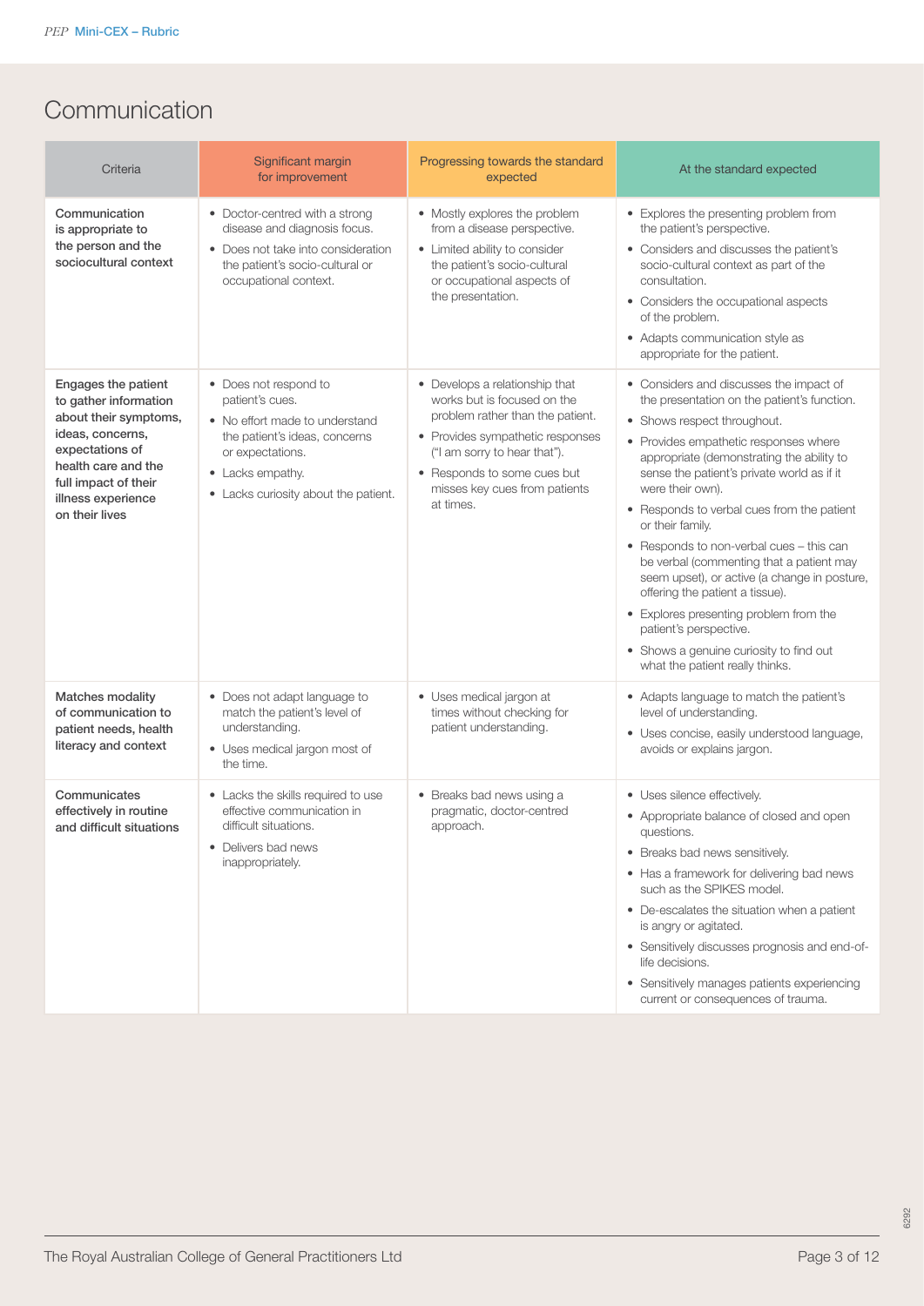# Communication

| Criteria | Significant margin for improvement | Progressing towards the standard expected | At the standard expected |
|---|---|---|---|
| **Communication is appropriate to the person and the sociocultural context** | • Doctor-centred with a strong disease and diagnosis focus.<br>• Does not take into consideration the patient's socio-cultural or occupational context. | • Mostly explores the problem from a disease perspective.<br>• Limited ability to consider the patient's socio-cultural or occupational aspects of the presentation. | • Explores the presenting problem from the patient's perspective.<br>• Considers and discusses the patient's socio-cultural context as part of the consultation.<br>• Considers the occupational aspects of the problem.<br>• Adapts communication style as appropriate for the patient. |
| **Engages the patient to gather information about their symptoms, ideas, concerns, expectations of health care and the full impact of their illness experience on their lives** | • Does not respond to patient's cues.<br>• No effort made to understand the patient's ideas, concerns or expectations.<br>• Lacks empathy.<br>• Lacks curiosity about the patient. | • Develops a relationship that works but is focused on the problem rather than the patient.<br>• Provides sympathetic responses ("I am sorry to hear that").<br>• Responds to some cues but misses key cues from patients at times. | • Considers and discusses the impact of the presentation on the patient's function.<br>• Shows respect throughout.<br>• Provides empathetic responses where appropriate (demonstrating the ability to sense the patient's private world as if it were their own).<br>• Responds to verbal cues from the patient or their family.<br>• Responds to non-verbal cues – this can be verbal (commenting that a patient may seem upset), or active (a change in posture, offering the patient a tissue).<br>• Explores presenting problem from the patient's perspective.<br>• Shows a genuine curiosity to find out what the patient really thinks. |
| **Matches modality of communication to patient needs, health literacy and context** | • Does not adapt language to match the patient's level of understanding.<br>• Uses medical jargon most of the time. | • Uses medical jargon at times without checking for patient understanding. | • Adapts language to match the patient's level of understanding.<br>• Uses concise, easily understood language, avoids or explains jargon. |
| **Communicates effectively in routine and difficult situations** | • Lacks the skills required to use effective communication in difficult situations.<br>• Delivers bad news inappropriately. | • Breaks bad news using a pragmatic, doctor-centred approach. | • Uses silence effectively.<br>• Appropriate balance of closed and open questions.<br>• Breaks bad news sensitively.<br>• Has a framework for delivering bad news such as the SPIKES model.<br>• De-escalates the situation when a patient is angry or agitated.<br>• Sensitively discusses prognosis and end-of-life decisions.<br>• Sensitively manages patients experiencing current or consequences of trauma. |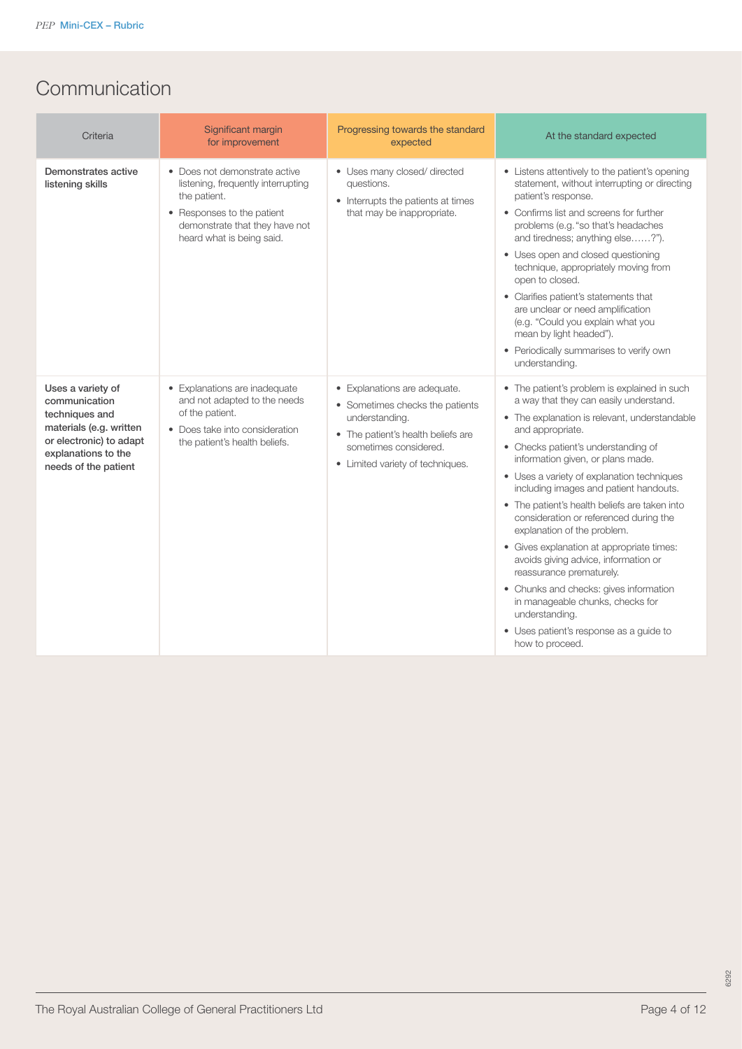# Communication

| Criteria | Significant margin for improvement | Progressing towards the standard expected | At the standard expected |
|---|---|---|---|
| **Demonstrates active listening skills** | • Does not demonstrate active listening, frequently interrupting the patient.<br>• Responses to the patient demonstrate that they have not heard what is being said. | • Uses many closed/ directed questions.<br>• Interrupts the patients at times that may be inappropriate. | • Listens attentively to the patient's opening statement, without interrupting or directing patient's response.<br>• Confirms list and screens for further problems (e.g. "so that's headaches and tiredness; anything else……?").<br>• Uses open and closed questioning technique, appropriately moving from open to closed.<br>• Clarifies patient's statements that are unclear or need amplification (e.g. "Could you explain what you mean by light headed").<br>• Periodically summarises to verify own understanding. |
| **Uses a variety of communication techniques and materials (e.g. written or electronic) to adapt explanations to the needs of the patient** | • Explanations are inadequate and not adapted to the needs of the patient.<br>• Does take into consideration the patient's health beliefs. | • Explanations are adequate.<br>• Sometimes checks the patients understanding.<br>• The patient's health beliefs are sometimes considered.<br>• Limited variety of techniques. | • The patient's problem is explained in such a way that they can easily understand.<br>• The explanation is relevant, understandable and appropriate.<br>• Checks patient's understanding of information given, or plans made.<br>• Uses a variety of explanation techniques including images and patient handouts.<br>• The patient's health beliefs are taken into consideration or referenced during the explanation of the problem.<br>• Gives explanation at appropriate times: avoids giving advice, information or reassurance prematurely.<br>• Chunks and checks: gives information in manageable chunks, checks for understanding.<br>• Uses patient's response as a guide to how to proceed. |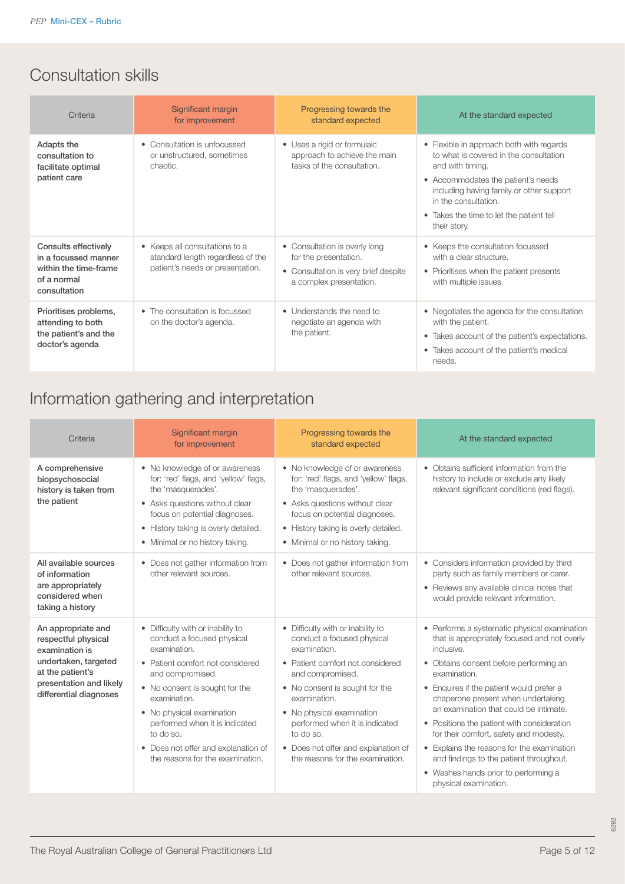## Consultation skills

| Criteria | Significant margin for improvement | Progressing towards the standard expected | At the standard expected |
|---|---|---|---|
| **Adapts the consultation to facilitate optimal patient care** | • Consultation is unfocussed or unstructured, sometimes chaotic. | • Uses a rigid or formulaic approach to achieve the main tasks of the consultation. | • Flexible in approach both with regards to what is covered in the consultation and with timing. <br> • Accommodates the patient's needs including having family or other support in the consultation. <br> • Takes the time to let the patient tell their story. |
| **Consults effectively in a focussed manner within the time-frame of a normal consultation** | • Keeps all consultations to a standard length regardless of the patient's needs or presentation. | • Consultation is overly long for the presentation. <br> • Consultation is very brief despite a complex presentation. | • Keeps the consultation focussed with a clear structure. <br> • Prioritises when the patient presents with multiple issues. |
| **Prioritises problems, attending to both the patient's and the doctor's agenda** | • The consultation is focussed on the doctor's agenda. | • Understands the need to negotiate an agenda with the patient. | • Negotiates the agenda for the consultation with the patient. <br> • Takes account of the patient's expectations. <br> • Takes account of the patient's medical needs. |

## Information gathering and interpretation

| Criteria | Significant margin for improvement | Progressing towards the standard expected | At the standard expected |
|---|---|---|---|
| **A comprehensive biopsychosocial history is taken from the patient** | • No knowledge of or awareness for: 'red' flags, and 'yellow' flags, the 'masquerades'. <br> • Asks questions without clear focus on potential diagnoses. <br> • History taking is overly detailed. <br> • Minimal or no history taking. | • No knowledge of or awareness for: 'red' flags, and 'yellow' flags, the 'masquerades'. <br> • Asks questions without clear focus on potential diagnoses. <br> • History taking is overly detailed. <br> • Minimal or no history taking. | • Obtains sufficient information from the history to include or exclude any likely relevant significant conditions (red flags). |
| **All available sources of information are appropriately considered when taking a history** | • Does not gather information from other relevant sources. | • Does not gather information from other relevant sources. | • Considers information provided by third party such as family members or carer. <br> • Reviews any available clinical notes that would provide relevant information. |
| **An appropriate and respectful physical examination is undertaken, targeted at the patient's presentation and likely differential diagnoses** | • Difficulty with or inability to conduct a focused physical examination. <br> • Patient comfort not considered and compromised. <br> • No consent is sought for the examination. <br> • No physical examination performed when it is indicated to do so. <br> • Does not offer and explanation of the reasons for the examination. | • Difficulty with or inability to conduct a focused physical examination. <br> • Patient comfort not considered and compromised. <br> • No consent is sought for the examination. <br> • No physical examination performed when it is indicated to do so. <br> • Does not offer and explanation of the reasons for the examination. | • Performs a systematic physical examination that is appropriately focused and not overly inclusive. <br> • Obtains consent before performing an examination. <br> • Enquires if the patient would prefer a chaperone present when undertaking an examination that could be intimate. <br> • Positions the patient with consideration for their comfort, safety and modesty. <br> • Explains the reasons for the examination and findings to the patient throughout. <br> • Washes hands prior to performing a physical examination. |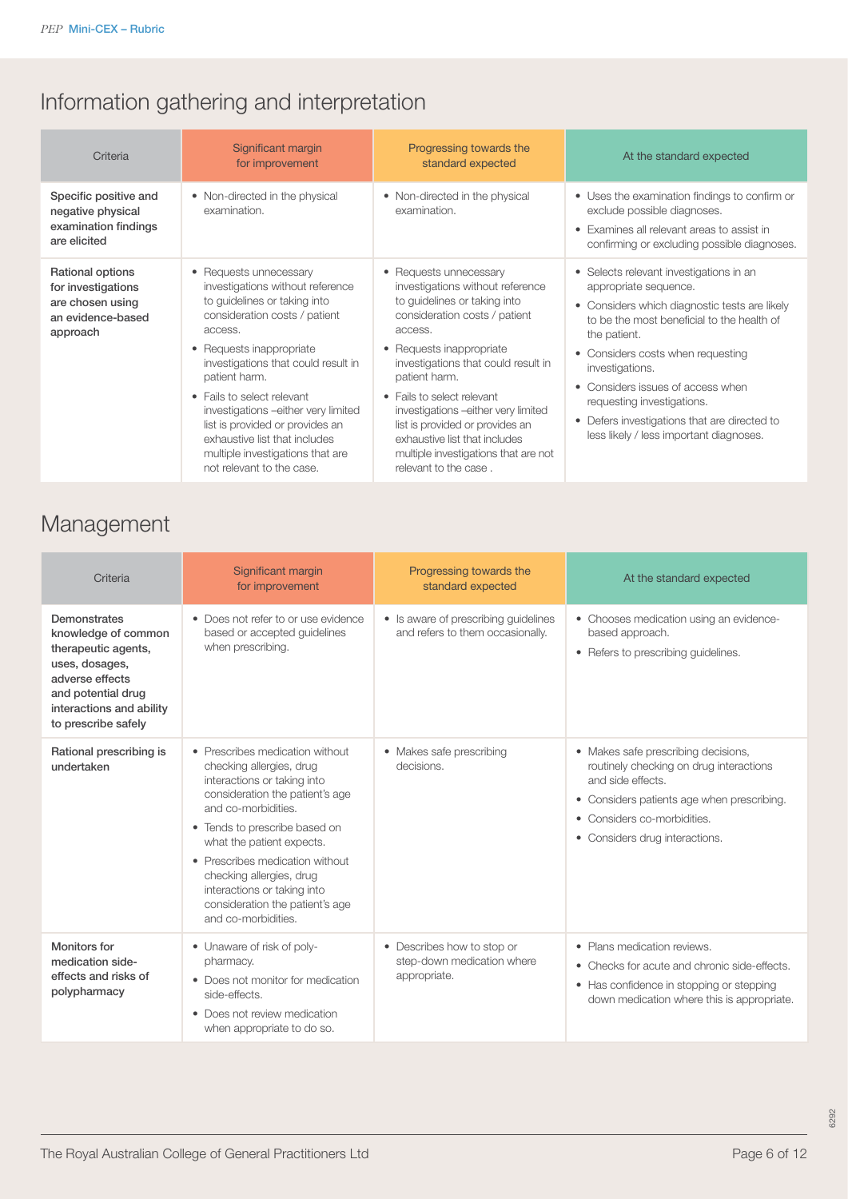## Information gathering and interpretation

| Criteria | Significant margin for improvement | Progressing towards the standard expected | At the standard expected |
|---|---|---|---|
| **Specific positive and negative physical examination findings are elicited** | • Non-directed in the physical examination. | • Non-directed in the physical examination. | • Uses the examination findings to confirm or exclude possible diagnoses.<br>• Examines all relevant areas to assist in confirming or excluding possible diagnoses. |
| **Rational options for investigations are chosen using an evidence-based approach** | • Requests unnecessary investigations without reference to guidelines or taking into consideration costs / patient access.<br>• Requests inappropriate investigations that could result in patient harm.<br>• Fails to select relevant investigations –either very limited list is provided or provides an exhaustive list that includes multiple investigations that are not relevant to the case. | • Requests unnecessary investigations without reference to guidelines or taking into consideration costs / patient access.<br>• Requests inappropriate investigations that could result in patient harm.<br>• Fails to select relevant investigations –either very limited list is provided or provides an exhaustive list that includes multiple investigations that are not relevant to the case . | • Selects relevant investigations in an appropriate sequence.<br>• Considers which diagnostic tests are likely to be the most beneficial to the health of the patient.<br>• Considers costs when requesting investigations.<br>• Considers issues of access when requesting investigations.<br>• Defers investigations that are directed to less likely / less important diagnoses. |

## Management

| Criteria | Significant margin for improvement | Progressing towards the standard expected | At the standard expected |
|---|---|---|---|
| **Demonstrates knowledge of common therapeutic agents, uses, dosages, adverse effects and potential drug interactions and ability to prescribe safely** | • Does not refer to or use evidence based or accepted guidelines when prescribing. | • Is aware of prescribing guidelines and refers to them occasionally. | • Chooses medication using an evidence-based approach.<br>• Refers to prescribing guidelines. |
| **Rational prescribing is undertaken** | • Prescribes medication without checking allergies, drug interactions or taking into consideration the patient's age and co-morbidities.<br>• Tends to prescribe based on what the patient expects.<br>• Prescribes medication without checking allergies, drug interactions or taking into consideration the patient's age and co-morbidities. | • Makes safe prescribing decisions. | • Makes safe prescribing decisions, routinely checking on drug interactions and side effects.<br>• Considers patients age when prescribing.<br>• Considers co-morbidities.<br>• Considers drug interactions. |
| **Monitors for medication side-effects and risks of polypharmacy** | • Unaware of risk of poly-pharmacy.<br>• Does not monitor for medication side-effects.<br>• Does not review medication when appropriate to do so. | • Describes how to stop or step-down medication where appropriate. | • Plans medication reviews.<br>• Checks for acute and chronic side-effects.<br>• Has confidence in stopping or stepping down medication where this is appropriate. |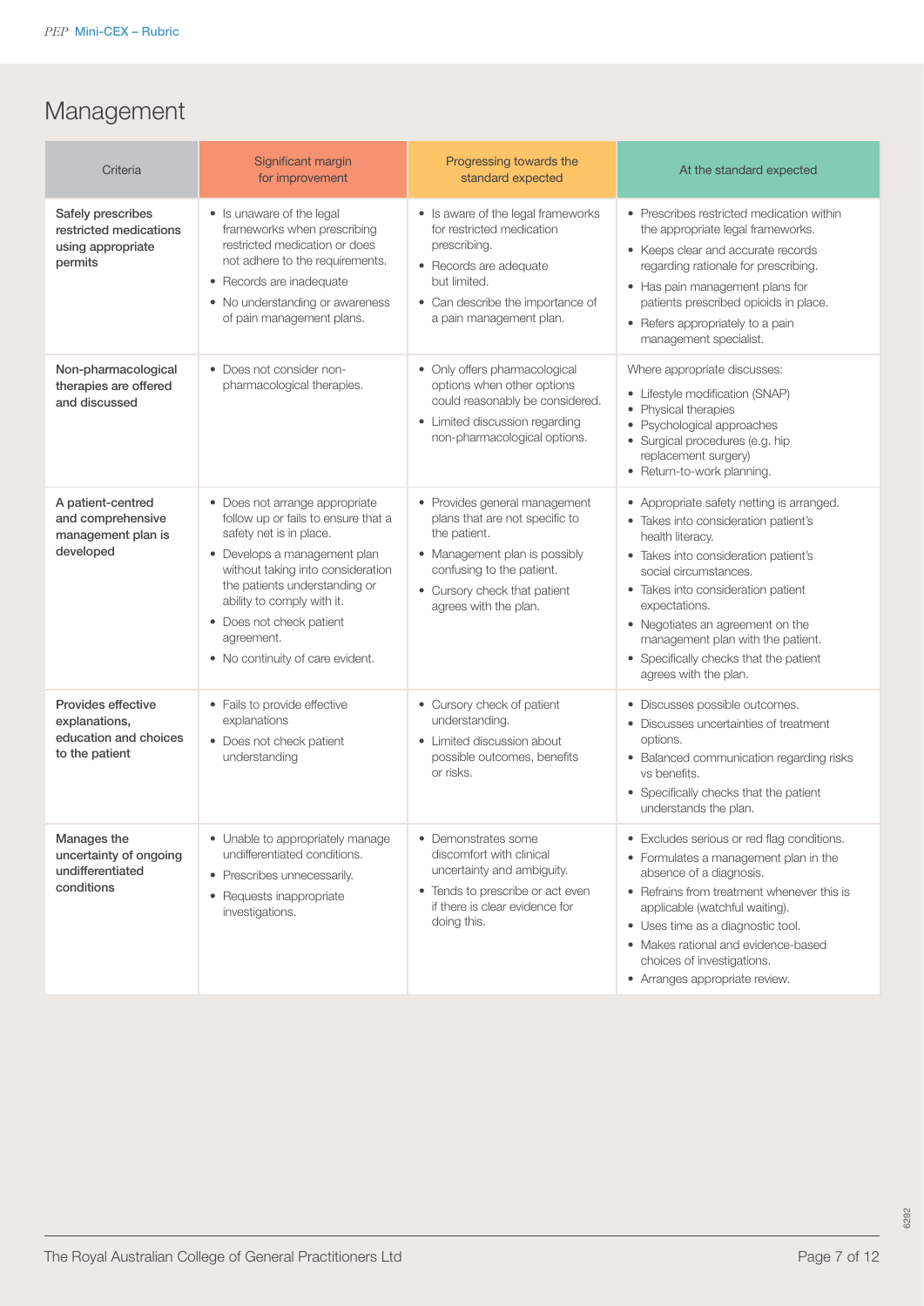# Management

| Criteria | Significant margin for improvement | Progressing towards the standard expected | At the standard expected |
|---|---|---|---|
| **Safely prescribes restricted medications using appropriate permits** | • Is unaware of the legal frameworks when prescribing restricted medication or does not adhere to the requirements.<br>• Records are inadequate<br>• No understanding or awareness of pain management plans. | • Is aware of the legal frameworks for restricted medication prescribing.<br>• Records are adequate but limited.<br>• Can describe the importance of a pain management plan. | • Prescribes restricted medication within the appropriate legal frameworks.<br>• Keeps clear and accurate records regarding rationale for prescribing.<br>• Has pain management plans for patients prescribed opioids in place.<br>• Refers appropriately to a pain management specialist. |
| **Non-pharmacological therapies are offered and discussed** | • Does not consider non-pharmacological therapies. | • Only offers pharmacological options when other options could reasonably be considered.<br>• Limited discussion regarding non-pharmacological options. | Where appropriate discusses:<br>• Lifestyle modification (SNAP)<br>• Physical therapies<br>• Psychological approaches<br>• Surgical procedures (e.g. hip replacement surgery)<br>• Return-to-work planning. |
| **A patient-centred and comprehensive management plan is developed** | • Does not arrange appropriate follow up or fails to ensure that a safety net is in place.<br>• Develops a management plan without taking into consideration the patients understanding or ability to comply with it.<br>• Does not check patient agreement.<br>• No continuity of care evident. | • Provides general management plans that are not specific to the patient.<br>• Management plan is possibly confusing to the patient.<br>• Cursory check that patient agrees with the plan. | • Appropriate safety netting is arranged.<br>• Takes into consideration patient's health literacy.<br>• Takes into consideration patient's social circumstances.<br>• Takes into consideration patient expectations.<br>• Negotiates an agreement on the management plan with the patient.<br>• Specifically checks that the patient agrees with the plan. |
| **Provides effective explanations, education and choices to the patient** | • Fails to provide effective explanations<br>• Does not check patient understanding | • Cursory check of patient understanding.<br>• Limited discussion about possible outcomes, benefits or risks. | • Discusses possible outcomes.<br>• Discusses uncertainties of treatment options.<br>• Balanced communication regarding risks vs benefits.<br>• Specifically checks that the patient understands the plan. |
| **Manages the uncertainty of ongoing undifferentiated conditions** | • Unable to appropriately manage undifferentiated conditions.<br>• Prescribes unnecessarily.<br>• Requests inappropriate investigations. | • Demonstrates some discomfort with clinical uncertainty and ambiguity.<br>• Tends to prescribe or act even if there is clear evidence for doing this. | • Excludes serious or red flag conditions.<br>• Formulates a management plan in the absence of a diagnosis.<br>• Refrains from treatment whenever this is applicable (watchful waiting).<br>• Uses time as a diagnostic tool.<br>• Makes rational and evidence-based choices of investigations.<br>• Arranges appropriate review. |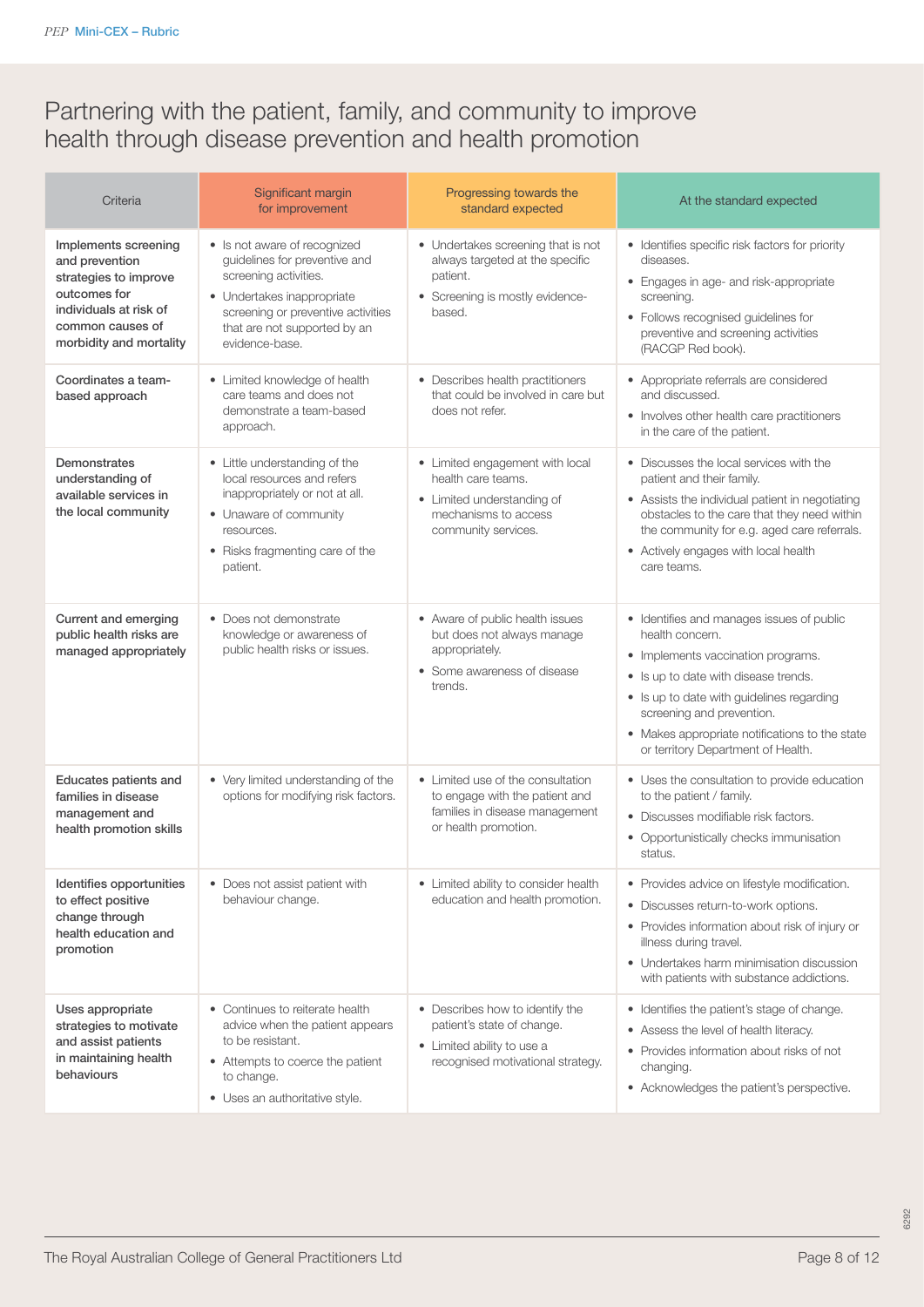# Partnering with the patient, family, and community to improve health through disease prevention and health promotion

| Criteria | Significant margin for improvement | Progressing towards the standard expected | At the standard expected |
|---|---|---|---|
| **Implements screening and prevention strategies to improve outcomes for individuals at risk of common causes of morbidity and mortality** | • Is not aware of recognized guidelines for preventive and screening activities.<br>• Undertakes inappropriate screening or preventive activities that are not supported by an evidence-base. | • Undertakes screening that is not always targeted at the specific patient.<br>• Screening is mostly evidence-based. | • Identifies specific risk factors for priority diseases.<br>• Engages in age- and risk-appropriate screening.<br>• Follows recognised guidelines for preventive and screening activities (RACGP Red book). |
| **Coordinates a team-based approach** | • Limited knowledge of health care teams and does not demonstrate a team-based approach. | • Describes health practitioners that could be involved in care but does not refer. | • Appropriate referrals are considered and discussed.<br>• Involves other health care practitioners in the care of the patient. |
| **Demonstrates understanding of available services in the local community** | • Little understanding of the local resources and refers inappropriately or not at all.<br>• Unaware of community resources.<br>• Risks fragmenting care of the patient. | • Limited engagement with local health care teams.<br>• Limited understanding of mechanisms to access community services. | • Discusses the local services with the patient and their family.<br>• Assists the individual patient in negotiating obstacles to the care that they need within the community for e.g. aged care referrals.<br>• Actively engages with local health care teams. |
| **Current and emerging public health risks are managed appropriately** | • Does not demonstrate knowledge or awareness of public health risks or issues. | • Aware of public health issues but does not always manage appropriately.<br>• Some awareness of disease trends. | • Identifies and manages issues of public health concern.<br>• Implements vaccination programs.<br>• Is up to date with disease trends.<br>• Is up to date with guidelines regarding screening and prevention.<br>• Makes appropriate notifications to the state or territory Department of Health. |
| **Educates patients and families in disease management and health promotion skills** | • Very limited understanding of the options for modifying risk factors. | • Limited use of the consultation to engage with the patient and families in disease management or health promotion. | • Uses the consultation to provide education to the patient / family.<br>• Discusses modifiable risk factors.<br>• Opportunistically checks immunisation status. |
| **Identifies opportunities to effect positive change through health education and promotion** | • Does not assist patient with behaviour change. | • Limited ability to consider health education and health promotion. | • Provides advice on lifestyle modification.<br>• Discusses return-to-work options.<br>• Provides information about risk of injury or illness during travel.<br>• Undertakes harm minimisation discussion with patients with substance addictions. |
| **Uses appropriate strategies to motivate and assist patients in maintaining health behaviours** | • Continues to reiterate health advice when the patient appears to be resistant.<br>• Attempts to coerce the patient to change.<br>• Uses an authoritative style. | • Describes how to identify the patient's state of change.<br>• Limited ability to use a recognised motivational strategy. | • Identifies the patient's stage of change.<br>• Assess the level of health literacy.<br>• Provides information about risks of not changing.<br>• Acknowledges the patient's perspective. |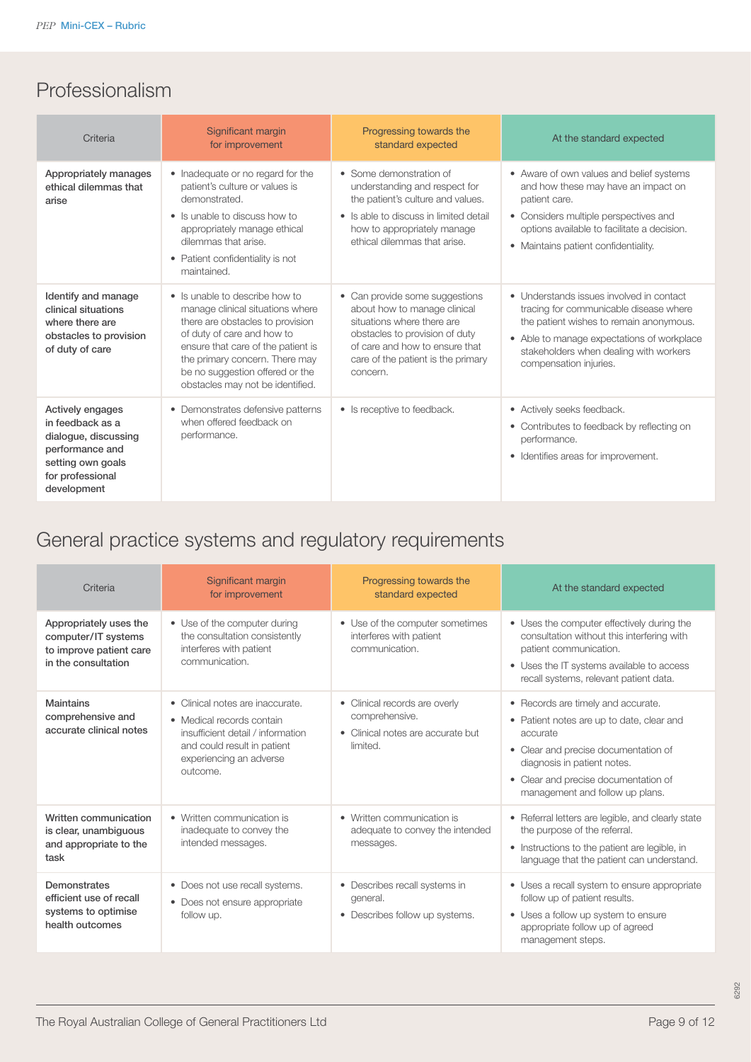## Professionalism

| Criteria | Significant margin for improvement | Progressing towards the standard expected | At the standard expected |
|---|---|---|---|
| **Appropriately manages ethical dilemmas that arise** | • Inadequate or no regard for the patient's culture or values is demonstrated.<br>• Is unable to discuss how to appropriately manage ethical dilemmas that arise.<br>• Patient confidentiality is not maintained. | • Some demonstration of understanding and respect for the patient's culture and values.<br>• Is able to discuss in limited detail how to appropriately manage ethical dilemmas that arise. | • Aware of own values and belief systems and how these may have an impact on patient care.<br>• Considers multiple perspectives and options available to facilitate a decision.<br>• Maintains patient confidentiality. |
| **Identify and manage clinical situations where there are obstacles to provision of duty of care** | • Is unable to describe how to manage clinical situations where there are obstacles to provision of duty of care and how to ensure that care of the patient is the primary concern. There may be no suggestion offered or the obstacles may not be identified. | • Can provide some suggestions about how to manage clinical situations where there are obstacles to provision of duty of care and how to ensure that care of the patient is the primary concern. | • Understands issues involved in contact tracing for communicable disease where the patient wishes to remain anonymous.<br>• Able to manage expectations of workplace stakeholders when dealing with workers compensation injuries. |
| **Actively engages in feedback as a dialogue, discussing performance and setting own goals for professional development** | • Demonstrates defensive patterns when offered feedback on performance. | • Is receptive to feedback. | • Actively seeks feedback.<br>• Contributes to feedback by reflecting on performance.<br>• Identifies areas for improvement. |

## General practice systems and regulatory requirements

| Criteria | Significant margin for improvement | Progressing towards the standard expected | At the standard expected |
|---|---|---|---|
| **Appropriately uses the computer/IT systems to improve patient care in the consultation** | • Use of the computer during the consultation consistently interferes with patient communication. | • Use of the computer sometimes interferes with patient communication. | • Uses the computer effectively during the consultation without this interfering with patient communication.<br>• Uses the IT systems available to access recall systems, relevant patient data. |
| **Maintains comprehensive and accurate clinical notes** | • Clinical notes are inaccurate.<br>• Medical records contain insufficient detail / information and could result in patient experiencing an adverse outcome. | • Clinical records are overly comprehensive.<br>• Clinical notes are accurate but limited. | • Records are timely and accurate.<br>• Patient notes are up to date, clear and accurate<br>• Clear and precise documentation of diagnosis in patient notes.<br>• Clear and precise documentation of management and follow up plans. |
| **Written communication is clear, unambiguous and appropriate to the task** | • Written communication is inadequate to convey the intended messages. | • Written communication is adequate to convey the intended messages. | • Referral letters are legible, and clearly state the purpose of the referral.<br>• Instructions to the patient are legible, in language that the patient can understand. |
| **Demonstrates efficient use of recall systems to optimise health outcomes** | • Does not use recall systems.<br>• Does not ensure appropriate follow up. | • Describes recall systems in general.<br>• Describes follow up systems. | • Uses a recall system to ensure appropriate follow up of patient results.<br>• Uses a follow up system to ensure appropriate follow up of agreed management steps. |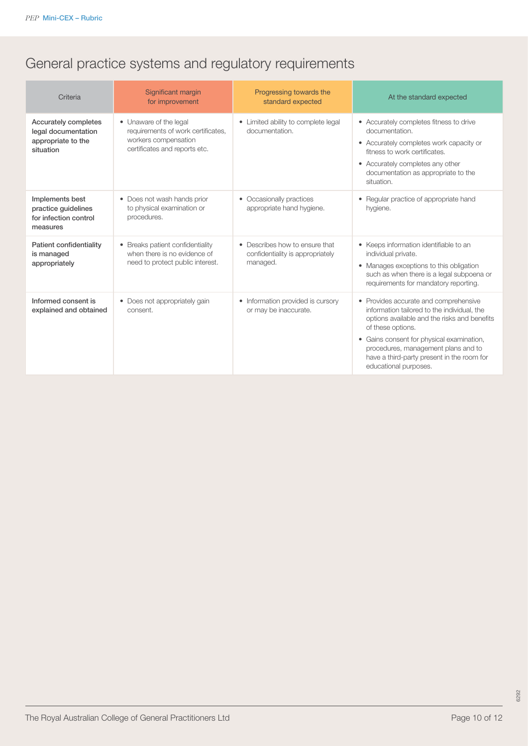# General practice systems and regulatory requirements

| Criteria | Significant margin for improvement | Progressing towards the standard expected | At the standard expected |
|---|---|---|---|
| **Accurately completes legal documentation appropriate to the situation** | • Unaware of the legal requirements of work certificates, workers compensation certificates and reports etc. | • Limited ability to complete legal documentation. | • Accurately completes fitness to drive documentation.<br>• Accurately completes work capacity or fitness to work certificates.<br>• Accurately completes any other documentation as appropriate to the situation. |
| **Implements best practice guidelines for infection control measures** | • Does not wash hands prior to physical examination or procedures. | • Occasionally practices appropriate hand hygiene. | • Regular practice of appropriate hand hygiene. |
| **Patient confidentiality is managed appropriately** | • Breaks patient confidentiality when there is no evidence of need to protect public interest. | • Describes how to ensure that confidentiality is appropriately managed. | • Keeps information identifiable to an individual private.<br>• Manages exceptions to this obligation such as when there is a legal subpoena or requirements for mandatory reporting. |
| **Informed consent is explained and obtained** | • Does not appropriately gain consent. | • Information provided is cursory or may be inaccurate. | • Provides accurate and comprehensive information tailored to the individual, the options available and the risks and benefits of these options.<br>• Gains consent for physical examination, procedures, management plans and to have a third-party present in the room for educational purposes. |